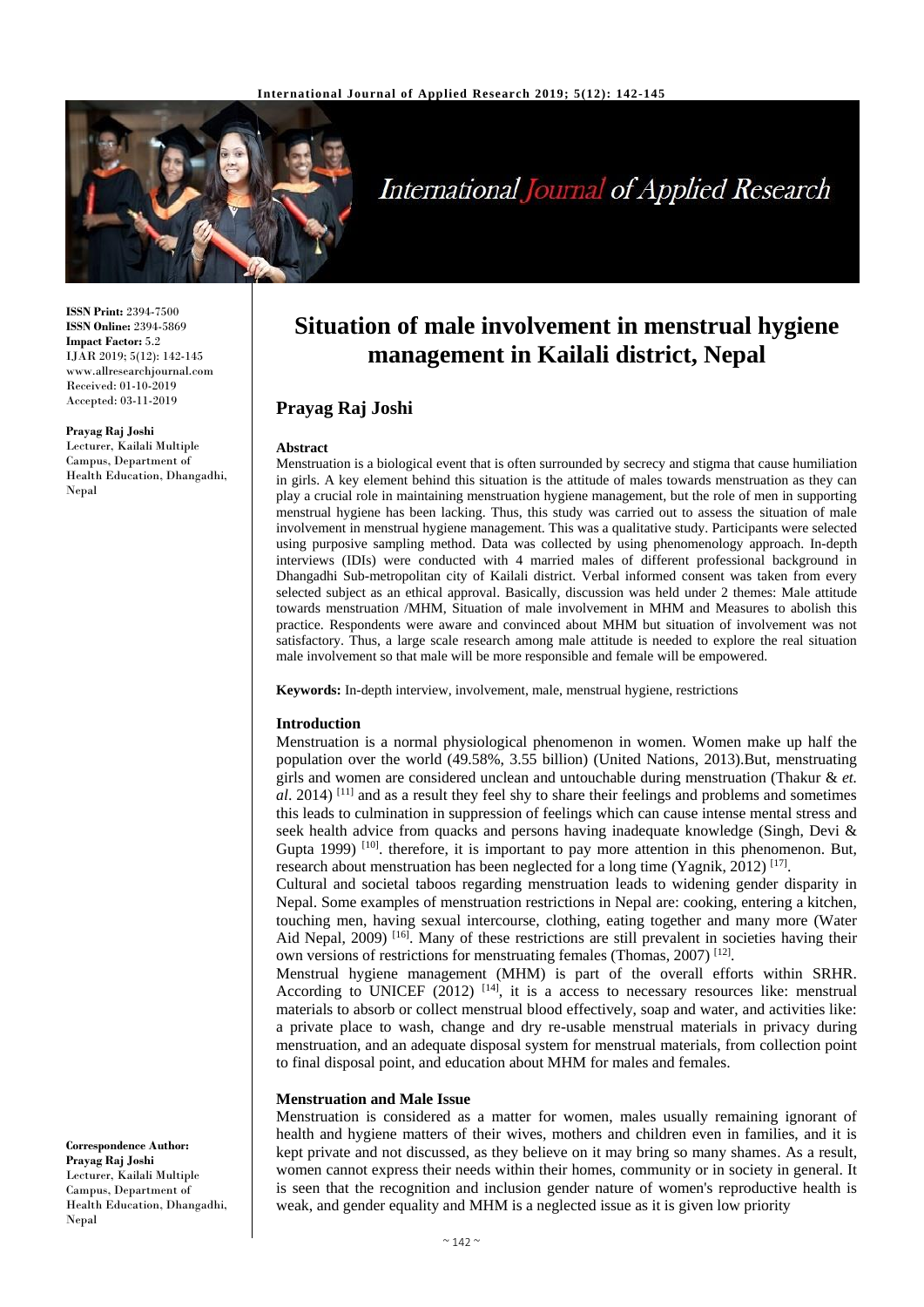**ISSN Print:** 2394-7500
**ISSN Online:** 2394-5869
**Impact Factor:** 5.2
IJAR 2019; 5(12): 142-145
www.allresearchjournal.com
Received: 01-10-2019
Accepted: 03-11-2019

**Prayag Raj Joshi**
Lecturer, Kailali Multiple Campus, Department of Health Education, Dhangadhi, Nepal

**Correspondence Author:**
**Prayag Raj Joshi**
Lecturer, Kailali Multiple Campus, Department of Health Education, Dhangadhi, Nepal

# Situation of male involvement in menstrual hygiene management in Kailali district, Nepal

## Prayag Raj Joshi

### Abstract

Menstruation is a biological event that is often surrounded by secrecy and stigma that cause humiliation in girls. A key element behind this situation is the attitude of males towards menstruation as they can play a crucial role in maintaining menstruation hygiene management, but the role of men in supporting menstrual hygiene has been lacking. Thus, this study was carried out to assess the situation of male involvement in menstrual hygiene management. This was a qualitative study. Participants were selected using purposive sampling method. Data was collected by using phenomenology approach. In-depth interviews (IDIs) were conducted with 4 married males of different professional background in Dhangadhi Sub-metropolitan city of Kailali district. Verbal informed consent was taken from every selected subject as an ethical approval. Basically, discussion was held under 2 themes: Male attitude towards menstruation /MHM, Situation of male involvement in MHM and Measures to abolish this practice. Respondents were aware and convinced about MHM but situation of involvement was not satisfactory. Thus, a large scale research among male attitude is needed to explore the real situation male involvement so that male will be more responsible and female will be empowered.

**Keywords:** In-depth interview, involvement, male, menstrual hygiene, restrictions

### Introduction

Menstruation is a normal physiological phenomenon in women. Women make up half the population over the world (49.58%, 3.55 billion) (United Nations, 2013).But, menstruating girls and women are considered unclean and untouchable during menstruation (Thakur & *et. al*. 2014) [11] and as a result they feel shy to share their feelings and problems and sometimes this leads to culmination in suppression of feelings which can cause intense mental stress and seek health advice from quacks and persons having inadequate knowledge (Singh, Devi & Gupta 1999) [10]. therefore, it is important to pay more attention in this phenomenon. But, research about menstruation has been neglected for a long time (Yagnik, 2012) [17].

Cultural and societal taboos regarding menstruation leads to widening gender disparity in Nepal. Some examples of menstruation restrictions in Nepal are: cooking, entering a kitchen, touching men, having sexual intercourse, clothing, eating together and many more (Water Aid Nepal, 2009) [16]. Many of these restrictions are still prevalent in societies having their own versions of restrictions for menstruating females (Thomas, 2007) [12].

Menstrual hygiene management (MHM) is part of the overall efforts within SRHR. According to UNICEF (2012) [14], it is a access to necessary resources like: menstrual materials to absorb or collect menstrual blood effectively, soap and water, and activities like: a private place to wash, change and dry re-usable menstrual materials in privacy during menstruation, and an adequate disposal system for menstrual materials, from collection point to final disposal point, and education about MHM for males and females.

### Menstruation and Male Issue

Menstruation is considered as a matter for women, males usually remaining ignorant of health and hygiene matters of their wives, mothers and children even in families, and it is kept private and not discussed, as they believe on it may bring so many shames. As a result, women cannot express their needs within their homes, community or in society in general. It is seen that the recognition and inclusion gender nature of women's reproductive health is weak, and gender equality and MHM is a neglected issue as it is given low priority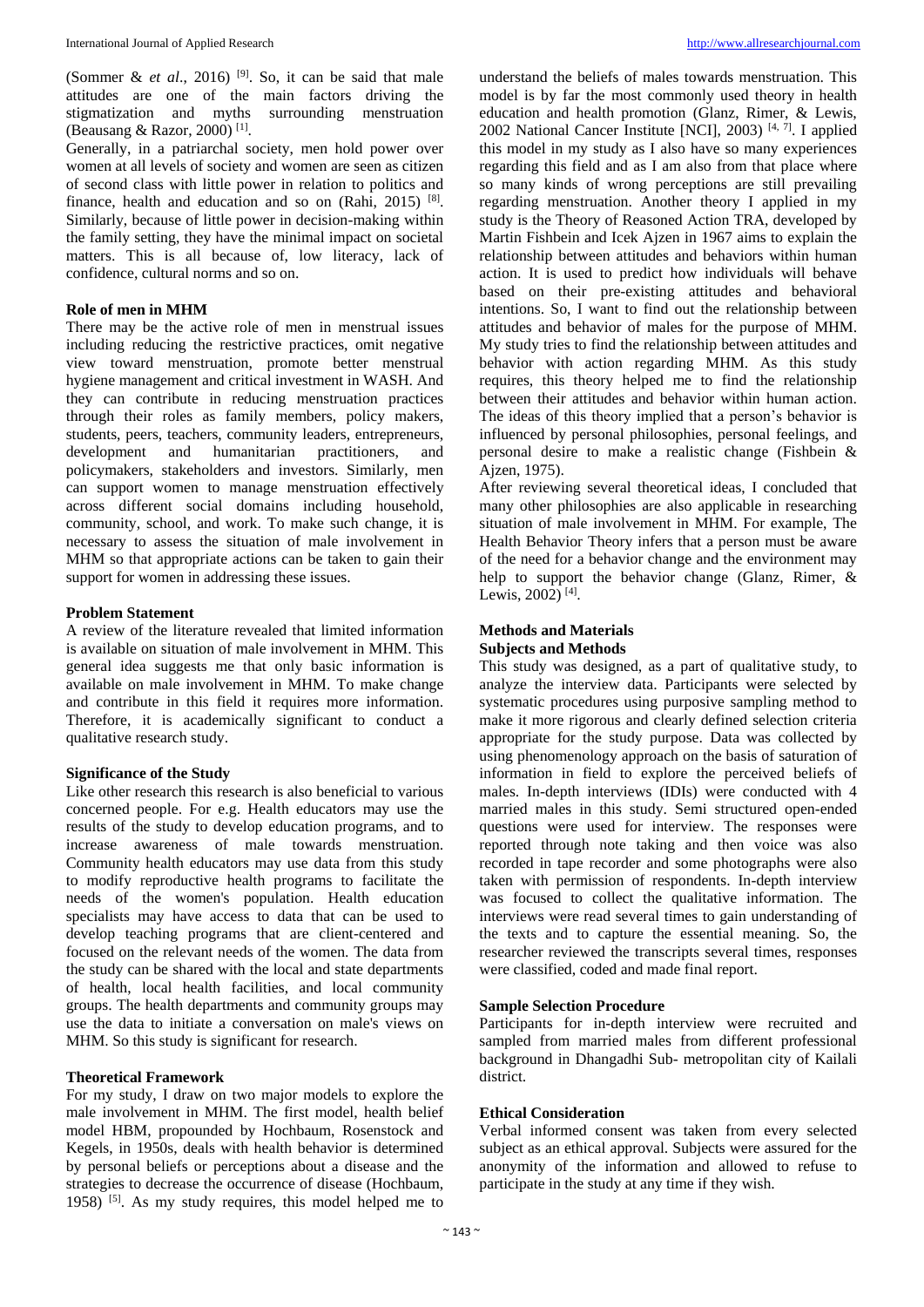(Sommer & *et al*., 2016) [9]. So, it can be said that male attitudes are one of the main factors driving the stigmatization and myths surrounding menstruation (Beausang & Razor, 2000) [1].

Generally, in a patriarchal society, men hold power over women at all levels of society and women are seen as citizen of second class with little power in relation to politics and finance, health and education and so on (Rahi, 2015) [8]. Similarly, because of little power in decision-making within the family setting, they have the minimal impact on societal matters. This is all because of, low literacy, lack of confidence, cultural norms and so on.

**Role of men in MHM**

There may be the active role of men in menstrual issues including reducing the restrictive practices, omit negative view toward menstruation, promote better menstrual hygiene management and critical investment in WASH. And they can contribute in reducing menstruation practices through their roles as family members, policy makers, students, peers, teachers, community leaders, entrepreneurs, development and humanitarian practitioners, and policymakers, stakeholders and investors. Similarly, men can support women to manage menstruation effectively across different social domains including household, community, school, and work. To make such change, it is necessary to assess the situation of male involvement in MHM so that appropriate actions can be taken to gain their support for women in addressing these issues.

**Problem Statement**

A review of the literature revealed that limited information is available on situation of male involvement in MHM. This general idea suggests me that only basic information is available on male involvement in MHM. To make change and contribute in this field it requires more information. Therefore, it is academically significant to conduct a qualitative research study.

**Significance of the Study**

Like other research this research is also beneficial to various concerned people. For e.g. Health educators may use the results of the study to develop education programs, and to increase awareness of male towards menstruation. Community health educators may use data from this study to modify reproductive health programs to facilitate the needs of the women's population. Health education specialists may have access to data that can be used to develop teaching programs that are client-centered and focused on the relevant needs of the women. The data from the study can be shared with the local and state departments of health, local health facilities, and local community groups. The health departments and community groups may use the data to initiate a conversation on male's views on MHM. So this study is significant for research.

**Theoretical Framework**

For my study, I draw on two major models to explore the male involvement in MHM. The first model, health belief model HBM, propounded by Hochbaum, Rosenstock and Kegels, in 1950s, deals with health behavior is determined by personal beliefs or perceptions about a disease and the strategies to decrease the occurrence of disease (Hochbaum, 1958) [5]. As my study requires, this model helped me to understand the beliefs of males towards menstruation. This model is by far the most commonly used theory in health education and health promotion (Glanz, Rimer, & Lewis, 2002 National Cancer Institute [NCI], 2003) [4, 7]. I applied this model in my study as I also have so many experiences regarding this field and as I am also from that place where so many kinds of wrong perceptions are still prevailing regarding menstruation. Another theory I applied in my study is the Theory of Reasoned Action TRA, developed by Martin Fishbein and Icek Ajzen in 1967 aims to explain the relationship between attitudes and behaviors within human action. It is used to predict how individuals will behave based on their pre-existing attitudes and behavioral intentions. So, I want to find out the relationship between attitudes and behavior of males for the purpose of MHM. My study tries to find the relationship between attitudes and behavior with action regarding MHM. As this study requires, this theory helped me to find the relationship between their attitudes and behavior within human action. The ideas of this theory implied that a person's behavior is influenced by personal philosophies, personal feelings, and personal desire to make a realistic change (Fishbein & Ajzen, 1975).

After reviewing several theoretical ideas, I concluded that many other philosophies are also applicable in researching situation of male involvement in MHM. For example, The Health Behavior Theory infers that a person must be aware of the need for a behavior change and the environment may help to support the behavior change (Glanz, Rimer, & Lewis, 2002) [4].

## Methods and Materials

**Subjects and Methods**

This study was designed, as a part of qualitative study, to analyze the interview data. Participants were selected by systematic procedures using purposive sampling method to make it more rigorous and clearly defined selection criteria appropriate for the study purpose. Data was collected by using phenomenology approach on the basis of saturation of information in field to explore the perceived beliefs of males. In-depth interviews (IDIs) were conducted with 4 married males in this study. Semi structured open-ended questions were used for interview. The responses were reported through note taking and then voice was also recorded in tape recorder and some photographs were also taken with permission of respondents. In-depth interview was focused to collect the qualitative information. The interviews were read several times to gain understanding of the texts and to capture the essential meaning. So, the researcher reviewed the transcripts several times, responses were classified, coded and made final report.

**Sample Selection Procedure**

Participants for in-depth interview were recruited and sampled from married males from different professional background in Dhangadhi Sub- metropolitan city of Kailali district.

**Ethical Consideration**

Verbal informed consent was taken from every selected subject as an ethical approval. Subjects were assured for the anonymity of the information and allowed to refuse to participate in the study at any time if they wish.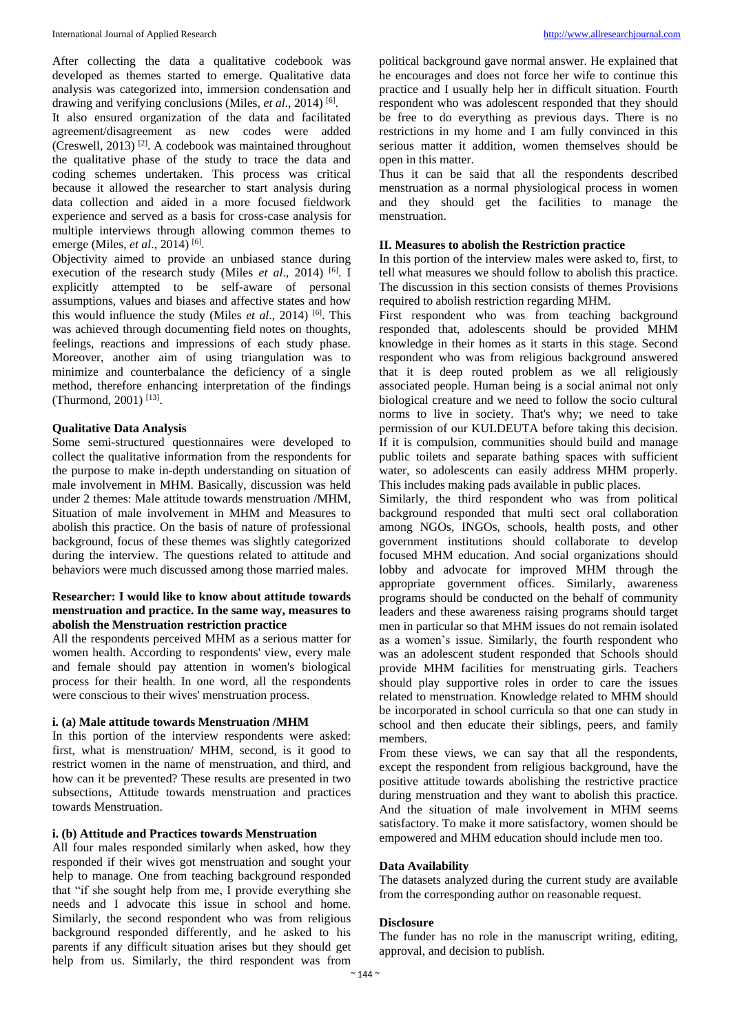After collecting the data a qualitative codebook was developed as themes started to emerge. Qualitative data analysis was categorized into, immersion condensation and drawing and verifying conclusions (Miles, *et al*., 2014) [6].

It also ensured organization of the data and facilitated agreement/disagreement as new codes were added (Creswell, 2013) [2]. A codebook was maintained throughout the qualitative phase of the study to trace the data and coding schemes undertaken. This process was critical because it allowed the researcher to start analysis during data collection and aided in a more focused fieldwork experience and served as a basis for cross-case analysis for multiple interviews through allowing common themes to emerge (Miles, *et al*., 2014) [6].

Objectivity aimed to provide an unbiased stance during execution of the research study (Miles *et al*., 2014) [6]. I explicitly attempted to be self-aware of personal assumptions, values and biases and affective states and how this would influence the study (Miles *et al*., 2014) [6]. This was achieved through documenting field notes on thoughts, feelings, reactions and impressions of each study phase. Moreover, another aim of using triangulation was to minimize and counterbalance the deficiency of a single method, therefore enhancing interpretation of the findings (Thurmond, 2001) [13].

### Qualitative Data Analysis

Some semi-structured questionnaires were developed to collect the qualitative information from the respondents for the purpose to make in-depth understanding on situation of male involvement in MHM. Basically, discussion was held under 2 themes: Male attitude towards menstruation /MHM, Situation of male involvement in MHM and Measures to abolish this practice. On the basis of nature of professional background, focus of these themes was slightly categorized during the interview. The questions related to attitude and behaviors were much discussed among those married males.

### Researcher: I would like to know about attitude towards menstruation and practice. In the same way, measures to abolish the Menstruation restriction practice

All the respondents perceived MHM as a serious matter for women health. According to respondents' view, every male and female should pay attention in women's biological process for their health. In one word, all the respondents were conscious to their wives' menstruation process.

### i. (a) Male attitude towards Menstruation /MHM

In this portion of the interview respondents were asked: first, what is menstruation/ MHM, second, is it good to restrict women in the name of menstruation, and third, and how can it be prevented? These results are presented in two subsections, Attitude towards menstruation and practices towards Menstruation.

### i. (b) Attitude and Practices towards Menstruation

All four males responded similarly when asked, how they responded if their wives got menstruation and sought your help to manage. One from teaching background responded that "if she sought help from me, I provide everything she needs and I advocate this issue in school and home. Similarly, the second respondent who was from religious background responded differently, and he asked to his parents if any difficult situation arises but they should get help from us. Similarly, the third respondent was from political background gave normal answer. He explained that he encourages and does not force her wife to continue this practice and I usually help her in difficult situation. Fourth respondent who was adolescent responded that they should be free to do everything as previous days. There is no restrictions in my home and I am fully convinced in this serious matter it addition, women themselves should be open in this matter.

Thus it can be said that all the respondents described menstruation as a normal physiological process in women and they should get the facilities to manage the menstruation.

### II. Measures to abolish the Restriction practice

In this portion of the interview males were asked to, first, to tell what measures we should follow to abolish this practice. The discussion in this section consists of themes Provisions required to abolish restriction regarding MHM.

First respondent who was from teaching background responded that, adolescents should be provided MHM knowledge in their homes as it starts in this stage. Second respondent who was from religious background answered that it is deep routed problem as we all religiously associated people. Human being is a social animal not only biological creature and we need to follow the socio cultural norms to live in society. That's why; we need to take permission of our KULDEUTA before taking this decision. If it is compulsion, communities should build and manage public toilets and separate bathing spaces with sufficient water, so adolescents can easily address MHM properly. This includes making pads available in public places.

Similarly, the third respondent who was from political background responded that multi sect oral collaboration among NGOs, INGOs, schools, health posts, and other government institutions should collaborate to develop focused MHM education. And social organizations should lobby and advocate for improved MHM through the appropriate government offices. Similarly, awareness programs should be conducted on the behalf of community leaders and these awareness raising programs should target men in particular so that MHM issues do not remain isolated as a women's issue. Similarly, the fourth respondent who was an adolescent student responded that Schools should provide MHM facilities for menstruating girls. Teachers should play supportive roles in order to care the issues related to menstruation. Knowledge related to MHM should be incorporated in school curricula so that one can study in school and then educate their siblings, peers, and family members.

From these views, we can say that all the respondents, except the respondent from religious background, have the positive attitude towards abolishing the restrictive practice during menstruation and they want to abolish this practice. And the situation of male involvement in MHM seems satisfactory. To make it more satisfactory, women should be empowered and MHM education should include men too.

### Data Availability

The datasets analyzed during the current study are available from the corresponding author on reasonable request.

### Disclosure

The funder has no role in the manuscript writing, editing, approval, and decision to publish.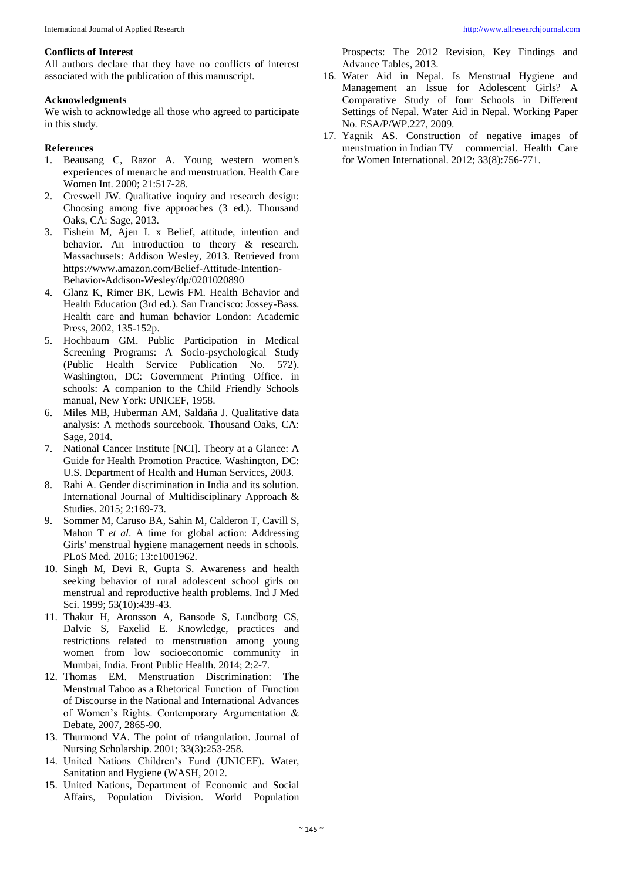### Conflicts of Interest

All authors declare that they have no conflicts of interest associated with the publication of this manuscript.

### Acknowledgments

We wish to acknowledge all those who agreed to participate in this study.

### References

1. Beausang C, Razor A. Young western women's experiences of menarche and menstruation. Health Care Women Int. 2000; 21:517-28.
2. Creswell JW. Qualitative inquiry and research design: Choosing among five approaches (3 ed.). Thousand Oaks, CA: Sage, 2013.
3. Fishein M, Ajen I. x Belief, attitude, intention and behavior. An introduction to theory & research. Massachusets: Addison Wesley, 2013. Retrieved from https://www.amazon.com/Belief-Attitude-Intention-Behavior-Addison-Wesley/dp/0201020890
4. Glanz K, Rimer BK, Lewis FM. Health Behavior and Health Education (3rd ed.). San Francisco: Jossey-Bass. Health care and human behavior London: Academic Press, 2002, 135-152p.
5. Hochbaum GM. Public Participation in Medical Screening Programs: A Socio-psychological Study (Public Health Service Publication No. 572). Washington, DC: Government Printing Office. in schools: A companion to the Child Friendly Schools manual, New York: UNICEF, 1958.
6. Miles MB, Huberman AM, Saldaña J. Qualitative data analysis: A methods sourcebook. Thousand Oaks, CA: Sage, 2014.
7. National Cancer Institute [NCI]. Theory at a Glance: A Guide for Health Promotion Practice. Washington, DC: U.S. Department of Health and Human Services, 2003.
8. Rahi A. Gender discrimination in India and its solution. International Journal of Multidisciplinary Approach & Studies. 2015; 2:169-73.
9. Sommer M, Caruso BA, Sahin M, Calderon T, Cavill S, Mahon T *et al*. A time for global action: Addressing Girls' menstrual hygiene management needs in schools. PLoS Med. 2016; 13:e1001962.
10. Singh M, Devi R, Gupta S. Awareness and health seeking behavior of rural adolescent school girls on menstrual and reproductive health problems. Ind J Med Sci. 1999; 53(10):439-43.
11. Thakur H, Aronsson A, Bansode S, Lundborg CS, Dalvie S, Faxelid E. Knowledge, practices and restrictions related to menstruation among young women from low socioeconomic community in Mumbai, India. Front Public Health. 2014; 2:2-7.
12. Thomas EM. Menstruation Discrimination: The Menstrual Taboo as a Rhetorical Function of Function of Discourse in the National and International Advances of Women's Rights. Contemporary Argumentation & Debate, 2007, 2865-90.
13. Thurmond VA. The point of triangulation. Journal of Nursing Scholarship. 2001; 33(3):253-258.
14. United Nations Children's Fund (UNICEF). Water, Sanitation and Hygiene (WASH, 2012.
15. United Nations, Department of Economic and Social Affairs, Population Division. World Population Prospects: The 2012 Revision, Key Findings and Advance Tables, 2013.
16. Water Aid in Nepal. Is Menstrual Hygiene and Management an Issue for Adolescent Girls? A Comparative Study of four Schools in Different Settings of Nepal. Water Aid in Nepal. Working Paper No. ESA/P/WP.227, 2009.
17. Yagnik AS. Construction of negative images of menstruation in Indian TV commercial. Health Care for Women International. 2012; 33(8):756-771.